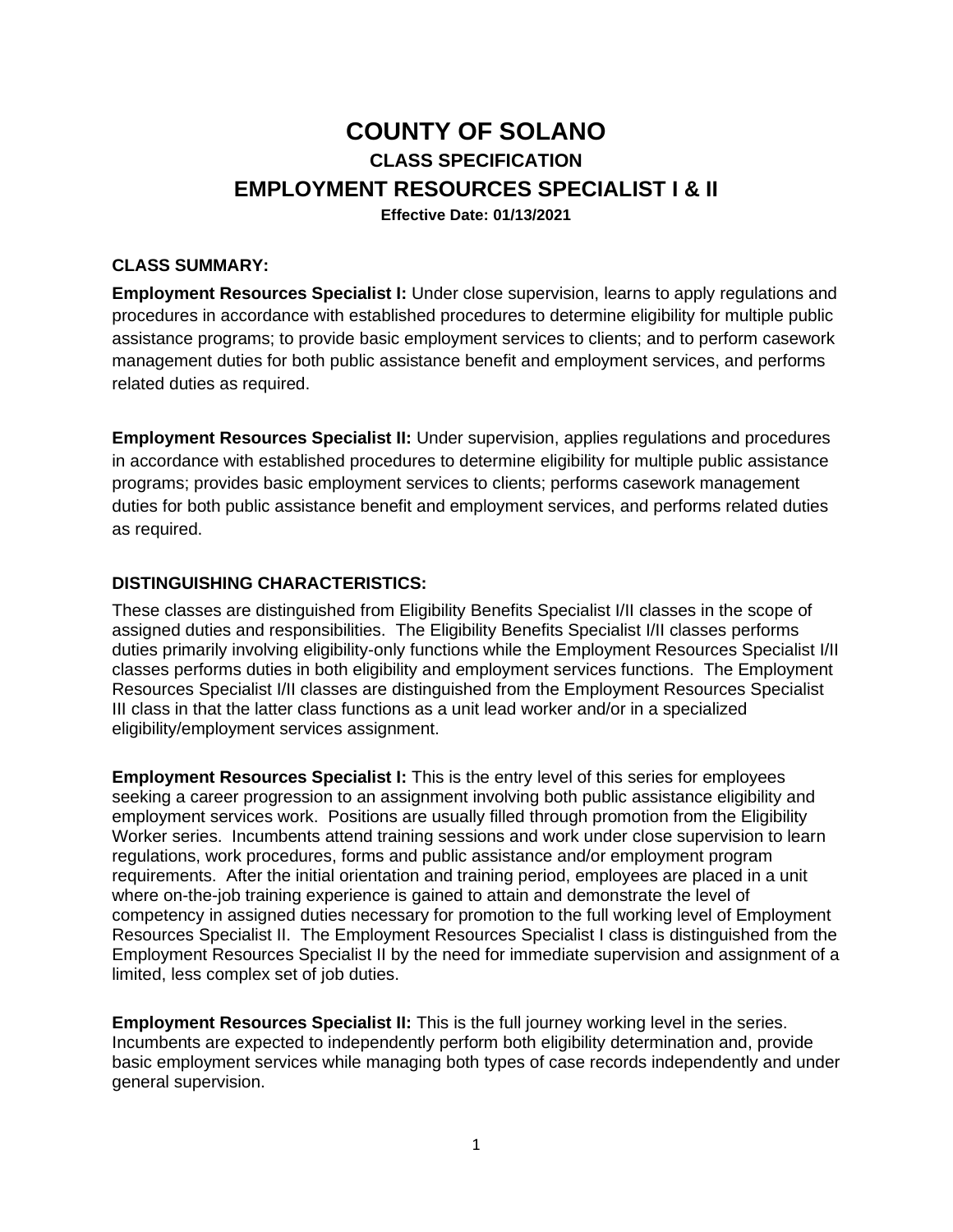# COUNTY OF SOLANO

## CLASS SPECIFICATION

## EMPLOYMENT RESOURCES SPECIALIST I & II

**Effective Date: 01/13/2021**

### CLASS SUMMARY:

**Employment Resources Specialist I:** Under close supervision, learns to apply regulations and procedures in accordance with established procedures to determine eligibility for multiple public assistance programs; to provide basic employment services to clients; and to perform casework management duties for both public assistance benefit and employment services, and performs related duties as required.

**Employment Resources Specialist II:** Under supervision, applies regulations and procedures in accordance with established procedures to determine eligibility for multiple public assistance programs; provides basic employment services to clients; performs casework management duties for both public assistance benefit and employment services, and performs related duties as required.

### DISTINGUISHING CHARACTERISTICS:

These classes are distinguished from Eligibility Benefits Specialist I/II classes in the scope of assigned duties and responsibilities. The Eligibility Benefits Specialist I/II classes performs duties primarily involving eligibility-only functions while the Employment Resources Specialist I/II classes performs duties in both eligibility and employment services functions. The Employment Resources Specialist I/II classes are distinguished from the Employment Resources Specialist III class in that the latter class functions as a unit lead worker and/or in a specialized eligibility/employment services assignment.

**Employment Resources Specialist I:** This is the entry level of this series for employees seeking a career progression to an assignment involving both public assistance eligibility and employment services work. Positions are usually filled through promotion from the Eligibility Worker series. Incumbents attend training sessions and work under close supervision to learn regulations, work procedures, forms and public assistance and/or employment program requirements. After the initial orientation and training period, employees are placed in a unit where on-the-job training experience is gained to attain and demonstrate the level of competency in assigned duties necessary for promotion to the full working level of Employment Resources Specialist II. The Employment Resources Specialist I class is distinguished from the Employment Resources Specialist II by the need for immediate supervision and assignment of a limited, less complex set of job duties.

**Employment Resources Specialist II:** This is the full journey working level in the series. Incumbents are expected to independently perform both eligibility determination and, provide basic employment services while managing both types of case records independently and under general supervision.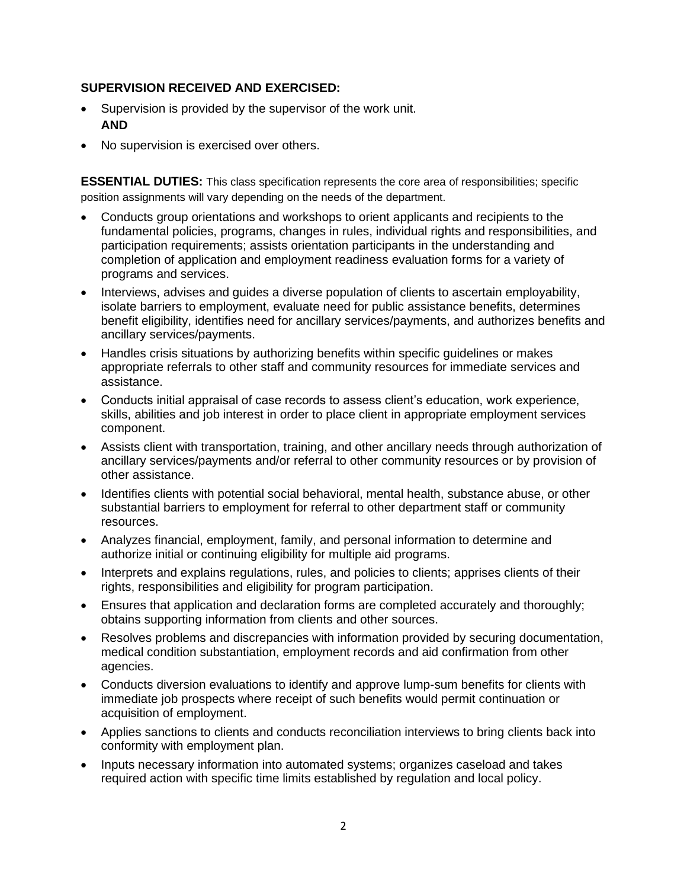**SUPERVISION RECEIVED AND EXERCISED:**

- Supervision is provided by the supervisor of the work unit.
  **AND**
- No supervision is exercised over others.

**ESSENTIAL DUTIES:** This class specification represents the core area of responsibilities; specific position assignments will vary depending on the needs of the department.

- Conducts group orientations and workshops to orient applicants and recipients to the fundamental policies, programs, changes in rules, individual rights and responsibilities, and participation requirements; assists orientation participants in the understanding and completion of application and employment readiness evaluation forms for a variety of programs and services.
- Interviews, advises and guides a diverse population of clients to ascertain employability, isolate barriers to employment, evaluate need for public assistance benefits, determines benefit eligibility, identifies need for ancillary services/payments, and authorizes benefits and ancillary services/payments.
- Handles crisis situations by authorizing benefits within specific guidelines or makes appropriate referrals to other staff and community resources for immediate services and assistance.
- Conducts initial appraisal of case records to assess client's education, work experience, skills, abilities and job interest in order to place client in appropriate employment services component.
- Assists client with transportation, training, and other ancillary needs through authorization of ancillary services/payments and/or referral to other community resources or by provision of other assistance.
- Identifies clients with potential social behavioral, mental health, substance abuse, or other substantial barriers to employment for referral to other department staff or community resources.
- Analyzes financial, employment, family, and personal information to determine and authorize initial or continuing eligibility for multiple aid programs.
- Interprets and explains regulations, rules, and policies to clients; apprises clients of their rights, responsibilities and eligibility for program participation.
- Ensures that application and declaration forms are completed accurately and thoroughly; obtains supporting information from clients and other sources.
- Resolves problems and discrepancies with information provided by securing documentation, medical condition substantiation, employment records and aid confirmation from other agencies.
- Conducts diversion evaluations to identify and approve lump-sum benefits for clients with immediate job prospects where receipt of such benefits would permit continuation or acquisition of employment.
- Applies sanctions to clients and conducts reconciliation interviews to bring clients back into conformity with employment plan.
- Inputs necessary information into automated systems; organizes caseload and takes required action with specific time limits established by regulation and local policy.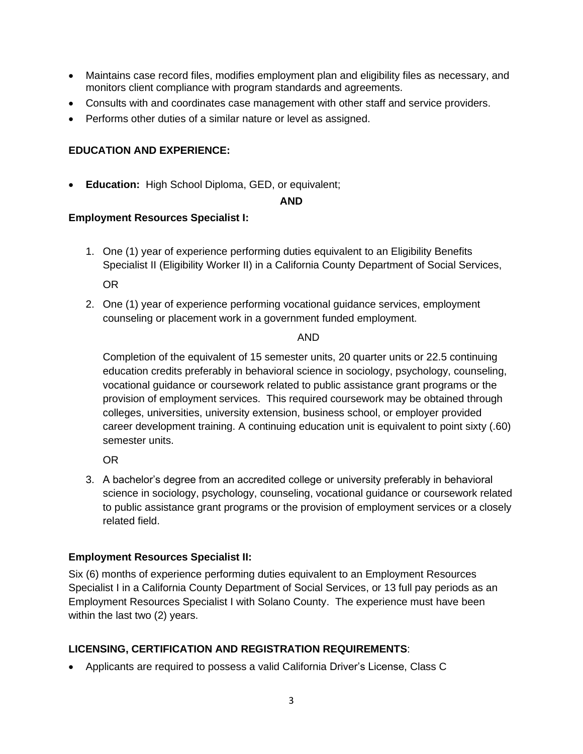- Maintains case record files, modifies employment plan and eligibility files as necessary, and monitors client compliance with program standards and agreements.
- Consults with and coordinates case management with other staff and service providers.
- Performs other duties of a similar nature or level as assigned.

## EDUCATION AND EXPERIENCE:

- **Education:** High School Diploma, GED, or equivalent;

**AND**

**Employment Resources Specialist I:**

1. One (1) year of experience performing duties equivalent to an Eligibility Benefits Specialist II (Eligibility Worker II) in a California County Department of Social Services,

   OR

2. One (1) year of experience performing vocational guidance services, employment counseling or placement work in a government funded employment.

   AND

   Completion of the equivalent of 15 semester units, 20 quarter units or 22.5 continuing education credits preferably in behavioral science in sociology, psychology, counseling, vocational guidance or coursework related to public assistance grant programs or the provision of employment services. This required coursework may be obtained through colleges, universities, university extension, business school, or employer provided career development training. A continuing education unit is equivalent to point sixty (.60) semester units.

   OR

3. A bachelor's degree from an accredited college or university preferably in behavioral science in sociology, psychology, counseling, vocational guidance or coursework related to public assistance grant programs or the provision of employment services or a closely related field.

**Employment Resources Specialist II:**

Six (6) months of experience performing duties equivalent to an Employment Resources Specialist I in a California County Department of Social Services, or 13 full pay periods as an Employment Resources Specialist I with Solano County. The experience must have been within the last two (2) years.

## LICENSING, CERTIFICATION AND REGISTRATION REQUIREMENTS:

- Applicants are required to possess a valid California Driver's License, Class C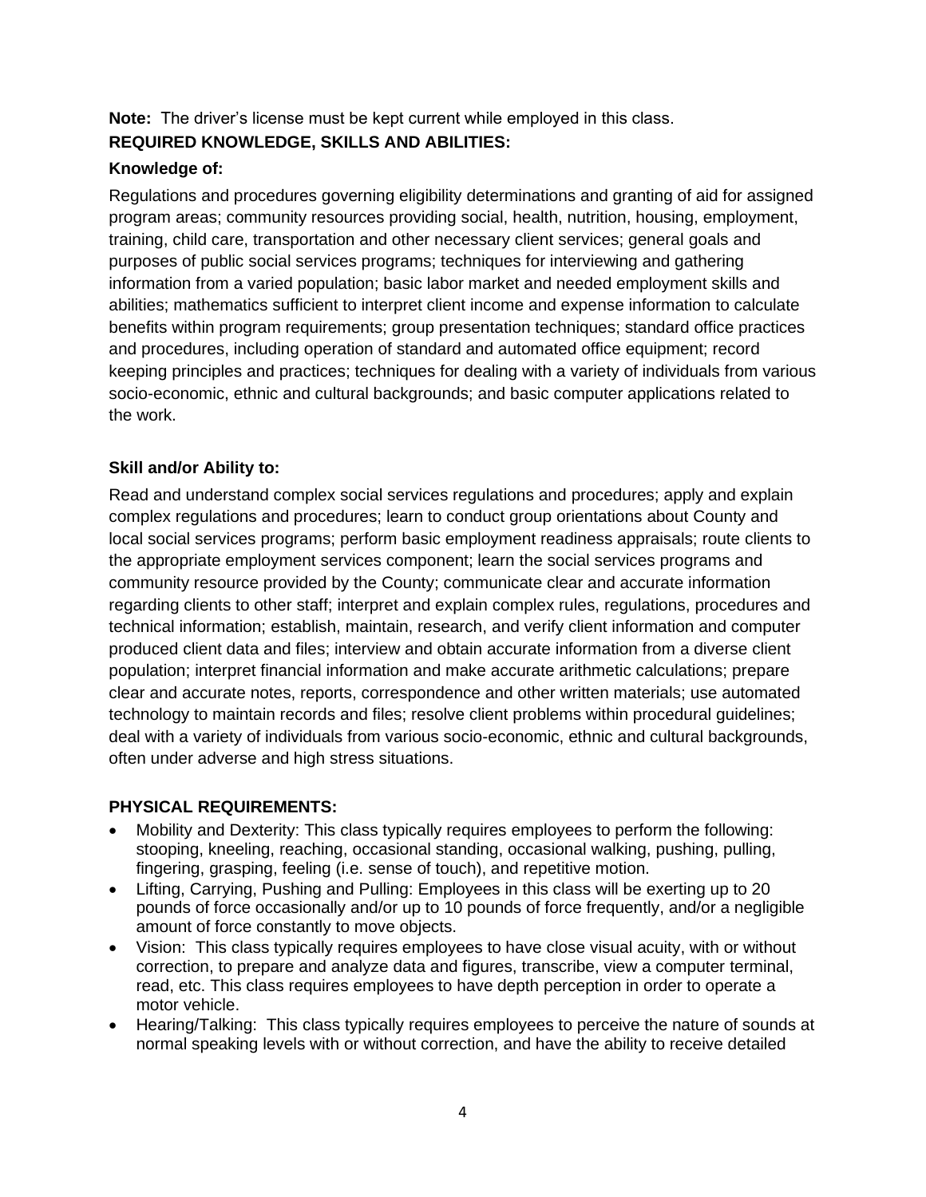**Note:** The driver's license must be kept current while employed in this class.

**REQUIRED KNOWLEDGE, SKILLS AND ABILITIES:**

**Knowledge of:**

Regulations and procedures governing eligibility determinations and granting of aid for assigned program areas; community resources providing social, health, nutrition, housing, employment, training, child care, transportation and other necessary client services; general goals and purposes of public social services programs; techniques for interviewing and gathering information from a varied population; basic labor market and needed employment skills and abilities; mathematics sufficient to interpret client income and expense information to calculate benefits within program requirements; group presentation techniques; standard office practices and procedures, including operation of standard and automated office equipment; record keeping principles and practices; techniques for dealing with a variety of individuals from various socio-economic, ethnic and cultural backgrounds; and basic computer applications related to the work.

**Skill and/or Ability to:**

Read and understand complex social services regulations and procedures; apply and explain complex regulations and procedures; learn to conduct group orientations about County and local social services programs; perform basic employment readiness appraisals; route clients to the appropriate employment services component; learn the social services programs and community resource provided by the County; communicate clear and accurate information regarding clients to other staff; interpret and explain complex rules, regulations, procedures and technical information; establish, maintain, research, and verify client information and computer produced client data and files; interview and obtain accurate information from a diverse client population; interpret financial information and make accurate arithmetic calculations; prepare clear and accurate notes, reports, correspondence and other written materials; use automated technology to maintain records and files; resolve client problems within procedural guidelines; deal with a variety of individuals from various socio-economic, ethnic and cultural backgrounds, often under adverse and high stress situations.

**PHYSICAL REQUIREMENTS:**

- Mobility and Dexterity: This class typically requires employees to perform the following: stooping, kneeling, reaching, occasional standing, occasional walking, pushing, pulling, fingering, grasping, feeling (i.e. sense of touch), and repetitive motion.
- Lifting, Carrying, Pushing and Pulling: Employees in this class will be exerting up to 20 pounds of force occasionally and/or up to 10 pounds of force frequently, and/or a negligible amount of force constantly to move objects.
- Vision: This class typically requires employees to have close visual acuity, with or without correction, to prepare and analyze data and figures, transcribe, view a computer terminal, read, etc. This class requires employees to have depth perception in order to operate a motor vehicle.
- Hearing/Talking: This class typically requires employees to perceive the nature of sounds at normal speaking levels with or without correction, and have the ability to receive detailed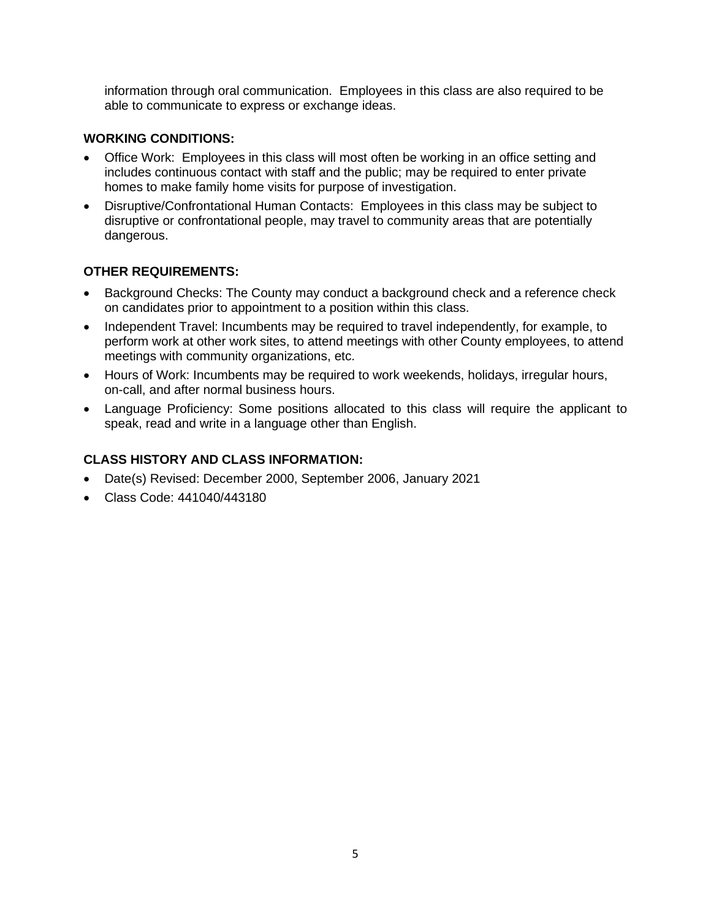information through oral communication. Employees in this class are also required to be able to communicate to express or exchange ideas.

**WORKING CONDITIONS:**

- Office Work: Employees in this class will most often be working in an office setting and includes continuous contact with staff and the public; may be required to enter private homes to make family home visits for purpose of investigation.
- Disruptive/Confrontational Human Contacts: Employees in this class may be subject to disruptive or confrontational people, may travel to community areas that are potentially dangerous.

**OTHER REQUIREMENTS:**

- Background Checks: The County may conduct a background check and a reference check on candidates prior to appointment to a position within this class.
- Independent Travel: Incumbents may be required to travel independently, for example, to perform work at other work sites, to attend meetings with other County employees, to attend meetings with community organizations, etc.
- Hours of Work: Incumbents may be required to work weekends, holidays, irregular hours, on-call, and after normal business hours.
- Language Proficiency: Some positions allocated to this class will require the applicant to speak, read and write in a language other than English.

**CLASS HISTORY AND CLASS INFORMATION:**

- Date(s) Revised: December 2000, September 2006, January 2021
- Class Code: 441040/443180